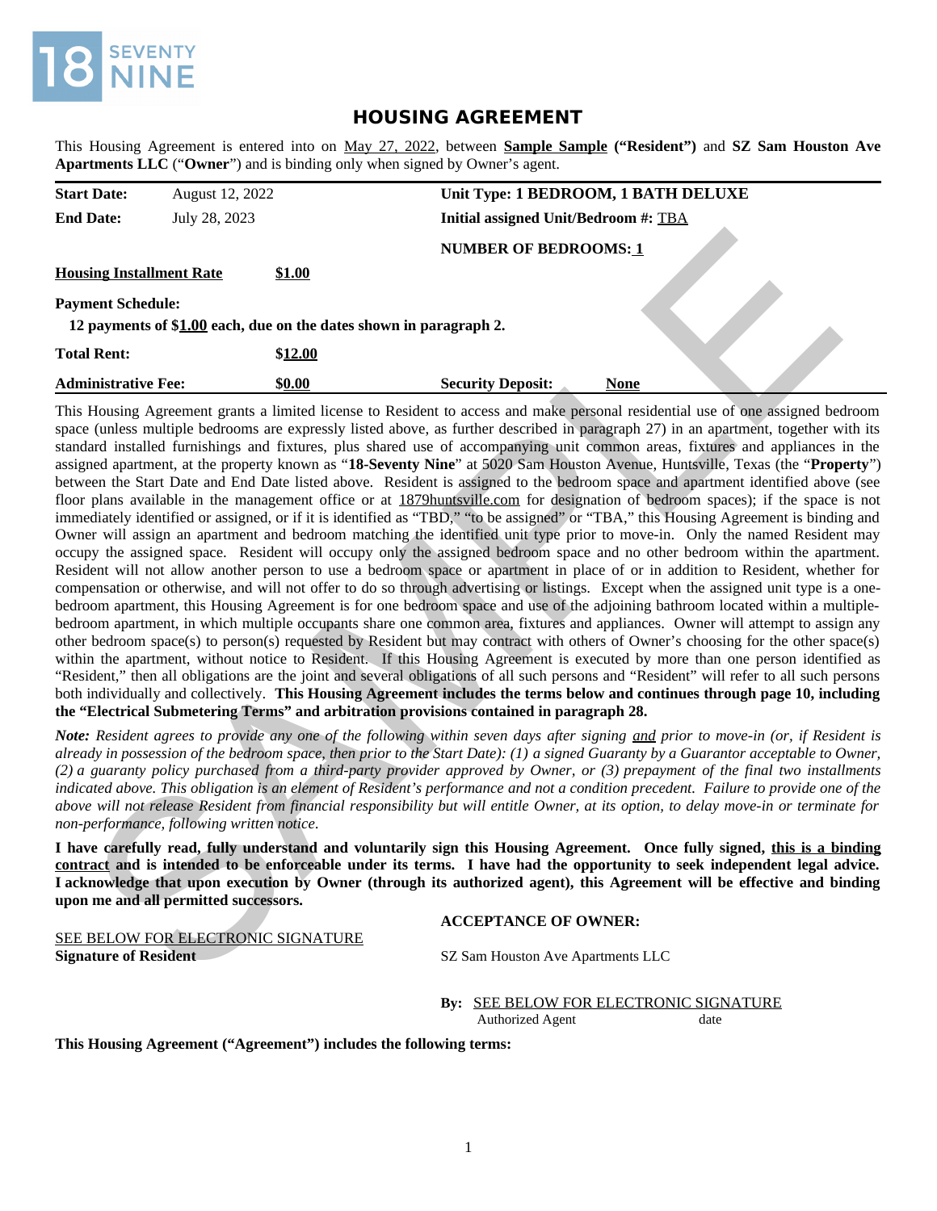18 SEVENTY NINE

# HOUSING AGREEMENT

This Housing Agreement is entered into on May 27, 2022, between **Sample Sample ("Resident")** and **SZ Sam Houston Ave Apartments LLC** ("**Owner**") and is binding only when signed by Owner's agent.

| | | | |
|---|---|---|---|
| **Start Date:** | August 12, 2022 | **Unit Type: 1 BEDROOM, 1 BATH DELUXE** | |
| **End Date:** | July 28, 2023 | **Initial assigned Unit/Bedroom #:** TBA | |
| | | **NUMBER OF BEDROOMS: 1** | |
| **Housing Installment Rate** | **$1.00** | | |

**Payment Schedule:**

**12 payments of $1.00 each, due on the dates shown in paragraph 2.**

| | | | |
|---|---|---|---|
| **Total Rent:** | **$12.00** | | |
| **Administrative Fee:** | **$0.00** | **Security Deposit:** | **None** |

This Housing Agreement grants a limited license to Resident to access and make personal residential use of one assigned bedroom space (unless multiple bedrooms are expressly listed above, as further described in paragraph 27) in an apartment, together with its standard installed furnishings and fixtures, plus shared use of accompanying unit common areas, fixtures and appliances in the assigned apartment, at the property known as "**18-Seventy Nine**" at 5020 Sam Houston Avenue, Huntsville, Texas (the "**Property**") between the Start Date and End Date listed above. Resident is assigned to the bedroom space and apartment identified above (see floor plans available in the management office or at 1879huntsville.com for designation of bedroom spaces); if the space is not immediately identified or assigned, or if it is identified as "TBD," "to be assigned" or "TBA," this Housing Agreement is binding and Owner will assign an apartment and bedroom matching the identified unit type prior to move-in. Only the named Resident may occupy the assigned space. Resident will occupy only the assigned bedroom space and no other bedroom within the apartment. Resident will not allow another person to use a bedroom space or apartment in place of or in addition to Resident, whether for compensation or otherwise, and will not offer to do so through advertising or listings. Except when the assigned unit type is a one-bedroom apartment, this Housing Agreement is for one bedroom space and use of the adjoining bathroom located within a multiple-bedroom apartment, in which multiple occupants share one common area, fixtures and appliances. Owner will attempt to assign any other bedroom space(s) to person(s) requested by Resident but may contract with others of Owner's choosing for the other space(s) within the apartment, without notice to Resident. If this Housing Agreement is executed by more than one person identified as "Resident," then all obligations are the joint and several obligations of all such persons and "Resident" will refer to all such persons both individually and collectively. **This Housing Agreement includes the terms below and continues through page 10, including the "Electrical Submetering Terms" and arbitration provisions contained in paragraph 28.**

*Note: Resident agrees to provide any one of the following within seven days after signing and prior to move-in (or, if Resident is already in possession of the bedroom space, then prior to the Start Date): (1) a signed Guaranty by a Guarantor acceptable to Owner, (2) a guaranty policy purchased from a third-party provider approved by Owner, or (3) prepayment of the final two installments indicated above. This obligation is an element of Resident's performance and not a condition precedent. Failure to provide one of the above will not release Resident from financial responsibility but will entitle Owner, at its option, to delay move-in or terminate for non-performance, following written notice.*

**I have carefully read, fully understand and voluntarily sign this Housing Agreement. Once fully signed, this is a binding contract and is intended to be enforceable under its terms. I have had the opportunity to seek independent legal advice. I acknowledge that upon execution by Owner (through its authorized agent), this Agreement will be effective and binding upon me and all permitted successors.**

SEE BELOW FOR ELECTRONIC SIGNATURE
**Signature of Resident**

**ACCEPTANCE OF OWNER:**

SZ Sam Houston Ave Apartments LLC

**By:** SEE BELOW FOR ELECTRONIC SIGNATURE
Authorized Agent date

**This Housing Agreement ("Agreement") includes the following terms:**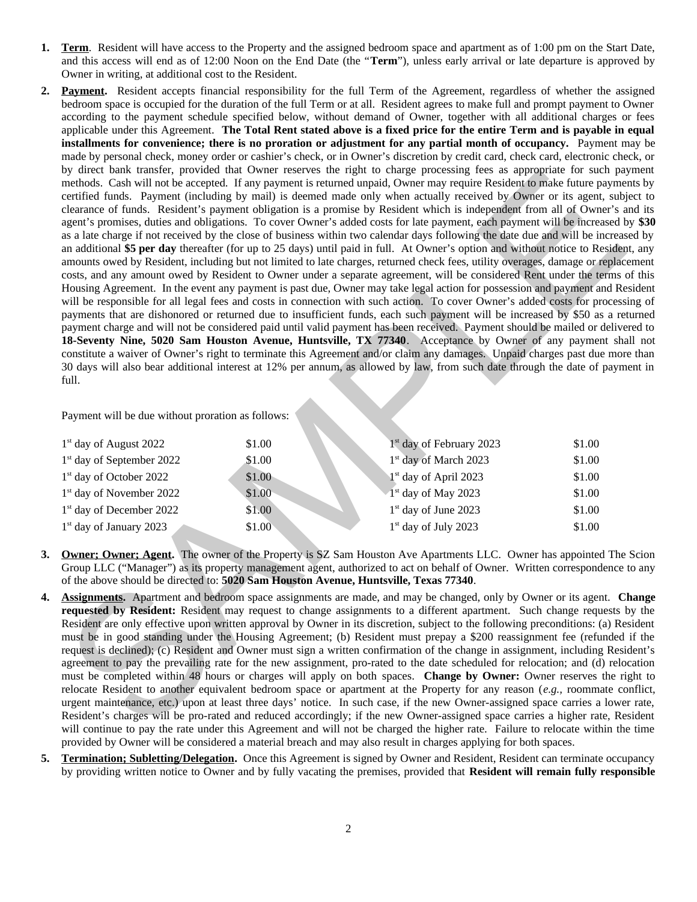1. **Term**. Resident will have access to the Property and the assigned bedroom space and apartment as of 1:00 pm on the Start Date, and this access will end as of 12:00 Noon on the End Date (the "**Term**"), unless early arrival or late departure is approved by Owner in writing, at additional cost to the Resident.

2. **Payment.** Resident accepts financial responsibility for the full Term of the Agreement, regardless of whether the assigned bedroom space is occupied for the duration of the full Term or at all. Resident agrees to make full and prompt payment to Owner according to the payment schedule specified below, without demand of Owner, together with all additional charges or fees applicable under this Agreement. **The Total Rent stated above is a fixed price for the entire Term and is payable in equal installments for convenience; there is no proration or adjustment for any partial month of occupancy.** Payment may be made by personal check, money order or cashier's check, or in Owner's discretion by credit card, check card, electronic check, or by direct bank transfer, provided that Owner reserves the right to charge processing fees as appropriate for such payment methods. Cash will not be accepted. If any payment is returned unpaid, Owner may require Resident to make future payments by certified funds. Payment (including by mail) is deemed made only when actually received by Owner or its agent, subject to clearance of funds. Resident's payment obligation is a promise by Resident which is independent from all of Owner's and its agent's promises, duties and obligations. To cover Owner's added costs for late payment, each payment will be increased by **$30** as a late charge if not received by the close of business within two calendar days following the date due and will be increased by an additional **$5 per day** thereafter (for up to 25 days) until paid in full. At Owner's option and without notice to Resident, any amounts owed by Resident, including but not limited to late charges, returned check fees, utility overages, damage or replacement costs, and any amount owed by Resident to Owner under a separate agreement, will be considered Rent under the terms of this Housing Agreement. In the event any payment is past due, Owner may take legal action for possession and payment and Resident will be responsible for all legal fees and costs in connection with such action. To cover Owner's added costs for processing of payments that are dishonored or returned due to insufficient funds, each such payment will be increased by $50 as a returned payment charge and will not be considered paid until valid payment has been received. Payment should be mailed or delivered to **18-Seventy Nine, 5020 Sam Houston Avenue, Huntsville, TX 77340**. Acceptance by Owner of any payment shall not constitute a waiver of Owner's right to terminate this Agreement and/or claim any damages. Unpaid charges past due more than 30 days will also bear additional interest at 12% per annum, as allowed by law, from such date through the date of payment in full.

   Payment will be due without proration as follows:

   | | | | |
   |---|---|---|---|
   | 1st day of August 2022 | $1.00 | 1st day of February 2023 | $1.00 |
   | 1st day of September 2022 | $1.00 | 1st day of March 2023 | $1.00 |
   | 1st day of October 2022 | $1.00 | 1st day of April 2023 | $1.00 |
   | 1st day of November 2022 | $1.00 | 1st day of May 2023 | $1.00 |
   | 1st day of December 2022 | $1.00 | 1st day of June 2023 | $1.00 |
   | 1st day of January 2023 | $1.00 | 1st day of July 2023 | $1.00 |

3. **Owner; Owner; Agent.** The owner of the Property is SZ Sam Houston Ave Apartments LLC. Owner has appointed The Scion Group LLC ("Manager") as its property management agent, authorized to act on behalf of Owner. Written correspondence to any of the above should be directed to: **5020 Sam Houston Avenue, Huntsville, Texas 77340**.

4. **Assignments.** Apartment and bedroom space assignments are made, and may be changed, only by Owner or its agent. **Change requested by Resident:** Resident may request to change assignments to a different apartment. Such change requests by the Resident are only effective upon written approval by Owner in its discretion, subject to the following preconditions: (a) Resident must be in good standing under the Housing Agreement; (b) Resident must prepay a $200 reassignment fee (refunded if the request is declined); (c) Resident and Owner must sign a written confirmation of the change in assignment, including Resident's agreement to pay the prevailing rate for the new assignment, pro-rated to the date scheduled for relocation; and (d) relocation must be completed within 48 hours or charges will apply on both spaces. **Change by Owner:** Owner reserves the right to relocate Resident to another equivalent bedroom space or apartment at the Property for any reason (*e.g.,* roommate conflict, urgent maintenance, etc.) upon at least three days' notice. In such case, if the new Owner-assigned space carries a lower rate, Resident's charges will be pro-rated and reduced accordingly; if the new Owner-assigned space carries a higher rate, Resident will continue to pay the rate under this Agreement and will not be charged the higher rate. Failure to relocate within the time provided by Owner will be considered a material breach and may also result in charges applying for both spaces.

5. **Termination; Subletting/Delegation.** Once this Agreement is signed by Owner and Resident, Resident can terminate occupancy by providing written notice to Owner and by fully vacating the premises, provided that **Resident will remain fully responsible**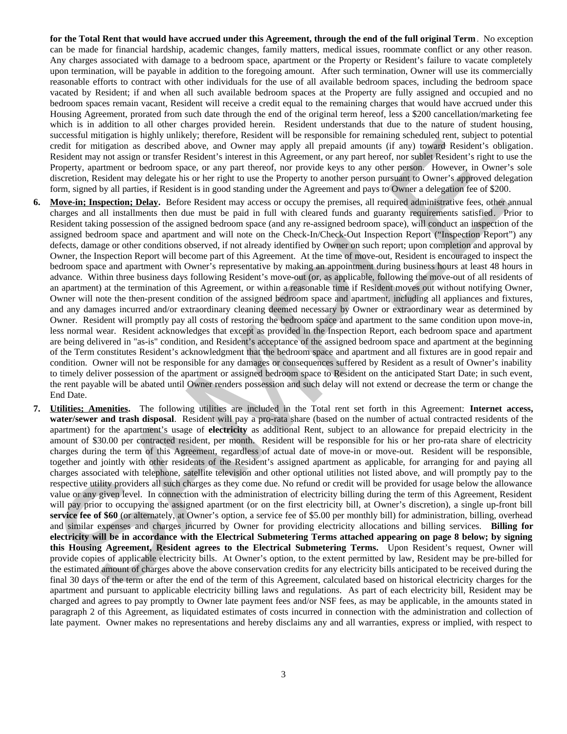**for the Total Rent that would have accrued under this Agreement, through the end of the full original Term**. No exception can be made for financial hardship, academic changes, family matters, medical issues, roommate conflict or any other reason. Any charges associated with damage to a bedroom space, apartment or the Property or Resident's failure to vacate completely upon termination, will be payable in addition to the foregoing amount. After such termination, Owner will use its commercially reasonable efforts to contract with other individuals for the use of all available bedroom spaces, including the bedroom space vacated by Resident; if and when all such available bedroom spaces at the Property are fully assigned and occupied and no bedroom spaces remain vacant, Resident will receive a credit equal to the remaining charges that would have accrued under this Housing Agreement, prorated from such date through the end of the original term hereof, less a $200 cancellation/marketing fee which is in addition to all other charges provided herein. Resident understands that due to the nature of student housing, successful mitigation is highly unlikely; therefore, Resident will be responsible for remaining scheduled rent, subject to potential credit for mitigation as described above, and Owner may apply all prepaid amounts (if any) toward Resident's obligation. Resident may not assign or transfer Resident's interest in this Agreement, or any part hereof, nor sublet Resident's right to use the Property, apartment or bedroom space, or any part thereof, nor provide keys to any other person. However, in Owner's sole discretion, Resident may delegate his or her right to use the Property to another person pursuant to Owner's approved delegation form, signed by all parties, if Resident is in good standing under the Agreement and pays to Owner a delegation fee of $200.

6. **Move-in; Inspection; Delay.** Before Resident may access or occupy the premises, all required administrative fees, other annual charges and all installments then due must be paid in full with cleared funds and guaranty requirements satisfied. Prior to Resident taking possession of the assigned bedroom space (and any re-assigned bedroom space), will conduct an inspection of the assigned bedroom space and apartment and will note on the Check-In/Check-Out Inspection Report ("Inspection Report") any defects, damage or other conditions observed, if not already identified by Owner on such report; upon completion and approval by Owner, the Inspection Report will become part of this Agreement. At the time of move-out, Resident is encouraged to inspect the bedroom space and apartment with Owner's representative by making an appointment during business hours at least 48 hours in advance. Within three business days following Resident's move-out (or, as applicable, following the move-out of all residents of an apartment) at the termination of this Agreement, or within a reasonable time if Resident moves out without notifying Owner, Owner will note the then-present condition of the assigned bedroom space and apartment, including all appliances and fixtures, and any damages incurred and/or extraordinary cleaning deemed necessary by Owner or extraordinary wear as determined by Owner. Resident will promptly pay all costs of restoring the bedroom space and apartment to the same condition upon move-in, less normal wear. Resident acknowledges that except as provided in the Inspection Report, each bedroom space and apartment are being delivered in "as-is" condition, and Resident's acceptance of the assigned bedroom space and apartment at the beginning of the Term constitutes Resident's acknowledgment that the bedroom space and apartment and all fixtures are in good repair and condition. Owner will not be responsible for any damages or consequences suffered by Resident as a result of Owner's inability to timely deliver possession of the apartment or assigned bedroom space to Resident on the anticipated Start Date; in such event, the rent payable will be abated until Owner renders possession and such delay will not extend or decrease the term or change the End Date.

7. **Utilities; Amenities.** The following utilities are included in the Total rent set forth in this Agreement: **Internet access, water/sewer and trash disposal**. Resident will pay a pro-rata share (based on the number of actual contracted residents of the apartment) for the apartment's usage of **electricity** as additional Rent, subject to an allowance for prepaid electricity in the amount of $30.00 per contracted resident, per month. Resident will be responsible for his or her pro-rata share of electricity charges during the term of this Agreement, regardless of actual date of move-in or move-out. Resident will be responsible, together and jointly with other residents of the Resident's assigned apartment as applicable, for arranging for and paying all charges associated with telephone, satellite television and other optional utilities not listed above, and will promptly pay to the respective utility providers all such charges as they come due. No refund or credit will be provided for usage below the allowance value or any given level. In connection with the administration of electricity billing during the term of this Agreement, Resident will pay prior to occupying the assigned apartment (or on the first electricity bill, at Owner's discretion), a single up-front bill **service fee of $60** (or alternately, at Owner's option, a service fee of $5.00 per monthly bill) for administration, billing, overhead and similar expenses and charges incurred by Owner for providing electricity allocations and billing services. **Billing for electricity will be in accordance with the Electrical Submetering Terms attached appearing on page 8 below; by signing this Housing Agreement, Resident agrees to the Electrical Submetering Terms.** Upon Resident's request, Owner will provide copies of applicable electricity bills. At Owner's option, to the extent permitted by law, Resident may be pre-billed for the estimated amount of charges above the above conservation credits for any electricity bills anticipated to be received during the final 30 days of the term or after the end of the term of this Agreement, calculated based on historical electricity charges for the apartment and pursuant to applicable electricity billing laws and regulations. As part of each electricity bill, Resident may be charged and agrees to pay promptly to Owner late payment fees and/or NSF fees, as may be applicable, in the amounts stated in paragraph 2 of this Agreement, as liquidated estimates of costs incurred in connection with the administration and collection of late payment. Owner makes no representations and hereby disclaims any and all warranties, express or implied, with respect to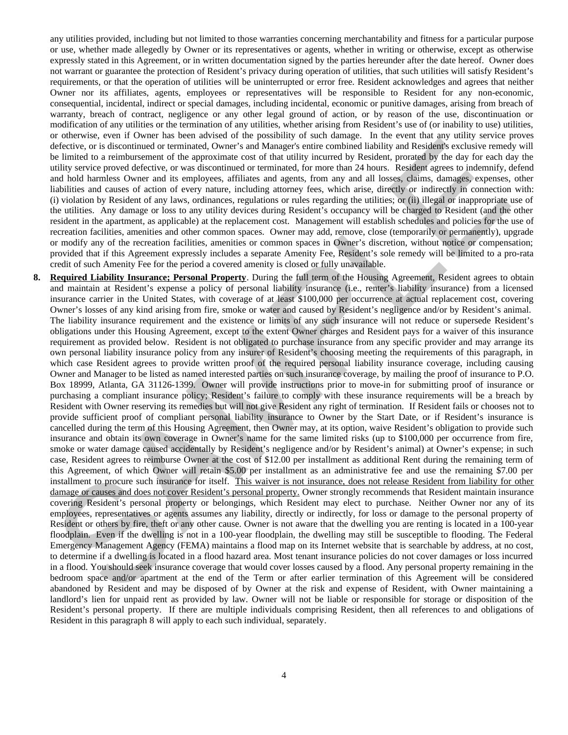any utilities provided, including but not limited to those warranties concerning merchantability and fitness for a particular purpose or use, whether made allegedly by Owner or its representatives or agents, whether in writing or otherwise, except as otherwise expressly stated in this Agreement, or in written documentation signed by the parties hereunder after the date hereof. Owner does not warrant or guarantee the protection of Resident's privacy during operation of utilities, that such utilities will satisfy Resident's requirements, or that the operation of utilities will be uninterrupted or error free. Resident acknowledges and agrees that neither Owner nor its affiliates, agents, employees or representatives will be responsible to Resident for any non-economic, consequential, incidental, indirect or special damages, including incidental, economic or punitive damages, arising from breach of warranty, breach of contract, negligence or any other legal ground of action, or by reason of the use, discontinuation or modification of any utilities or the termination of any utilities, whether arising from Resident's use of (or inability to use) utilities, or otherwise, even if Owner has been advised of the possibility of such damage. In the event that any utility service proves defective, or is discontinued or terminated, Owner's and Manager's entire combined liability and Resident's exclusive remedy will be limited to a reimbursement of the approximate cost of that utility incurred by Resident, prorated by the day for each day the utility service proved defective, or was discontinued or terminated, for more than 24 hours. Resident agrees to indemnify, defend and hold harmless Owner and its employees, affiliates and agents, from any and all losses, claims, damages, expenses, other liabilities and causes of action of every nature, including attorney fees, which arise, directly or indirectly in connection with: (i) violation by Resident of any laws, ordinances, regulations or rules regarding the utilities; or (ii) illegal or inappropriate use of the utilities. Any damage or loss to any utility devices during Resident's occupancy will be charged to Resident (and the other resident in the apartment, as applicable) at the replacement cost. Management will establish schedules and policies for the use of recreation facilities, amenities and other common spaces. Owner may add, remove, close (temporarily or permanently), upgrade or modify any of the recreation facilities, amenities or common spaces in Owner's discretion, without notice or compensation; provided that if this Agreement expressly includes a separate Amenity Fee, Resident's sole remedy will be limited to a pro-rata credit of such Amenity Fee for the period a covered amenity is closed or fully unavailable.

8. **Required Liability Insurance; Personal Property**. During the full term of the Housing Agreement, Resident agrees to obtain and maintain at Resident's expense a policy of personal liability insurance (i.e., renter's liability insurance) from a licensed insurance carrier in the United States, with coverage of at least $100,000 per occurrence at actual replacement cost, covering Owner's losses of any kind arising from fire, smoke or water and caused by Resident's negligence and/or by Resident's animal. The liability insurance requirement and the existence or limits of any such insurance will not reduce or supersede Resident's obligations under this Housing Agreement, except to the extent Owner charges and Resident pays for a waiver of this insurance requirement as provided below. Resident is not obligated to purchase insurance from any specific provider and may arrange its own personal liability insurance policy from any insurer of Resident's choosing meeting the requirements of this paragraph, in which case Resident agrees to provide written proof of the required personal liability insurance coverage, including causing Owner and Manager to be listed as named interested parties on such insurance coverage, by mailing the proof of insurance to P.O. Box 18999, Atlanta, GA 31126-1399. Owner will provide instructions prior to move-in for submitting proof of insurance or purchasing a compliant insurance policy; Resident's failure to comply with these insurance requirements will be a breach by Resident with Owner reserving its remedies but will not give Resident any right of termination. If Resident fails or chooses not to provide sufficient proof of compliant personal liability insurance to Owner by the Start Date, or if Resident's insurance is cancelled during the term of this Housing Agreement, then Owner may, at its option, waive Resident's obligation to provide such insurance and obtain its own coverage in Owner's name for the same limited risks (up to $100,000 per occurrence from fire, smoke or water damage caused accidentally by Resident's negligence and/or by Resident's animal) at Owner's expense; in such case, Resident agrees to reimburse Owner at the cost of $12.00 per installment as additional Rent during the remaining term of this Agreement, of which Owner will retain $5.00 per installment as an administrative fee and use the remaining $7.00 per installment to procure such insurance for itself. <u>This waiver is not insurance, does not release Resident from liability for other damage or causes and does not cover Resident's personal property.</u> Owner strongly recommends that Resident maintain insurance covering Resident's personal property or belongings, which Resident may elect to purchase. Neither Owner nor any of its employees, representatives or agents assumes any liability, directly or indirectly, for loss or damage to the personal property of Resident or others by fire, theft or any other cause. Owner is not aware that the dwelling you are renting is located in a 100-year floodplain. Even if the dwelling is not in a 100-year floodplain, the dwelling may still be susceptible to flooding. The Federal Emergency Management Agency (FEMA) maintains a flood map on its Internet website that is searchable by address, at no cost, to determine if a dwelling is located in a flood hazard area. Most tenant insurance policies do not cover damages or loss incurred in a flood. You should seek insurance coverage that would cover losses caused by a flood. Any personal property remaining in the bedroom space and/or apartment at the end of the Term or after earlier termination of this Agreement will be considered abandoned by Resident and may be disposed of by Owner at the risk and expense of Resident, with Owner maintaining a landlord's lien for unpaid rent as provided by law. Owner will not be liable or responsible for storage or disposition of the Resident's personal property. If there are multiple individuals comprising Resident, then all references to and obligations of Resident in this paragraph 8 will apply to each such individual, separately.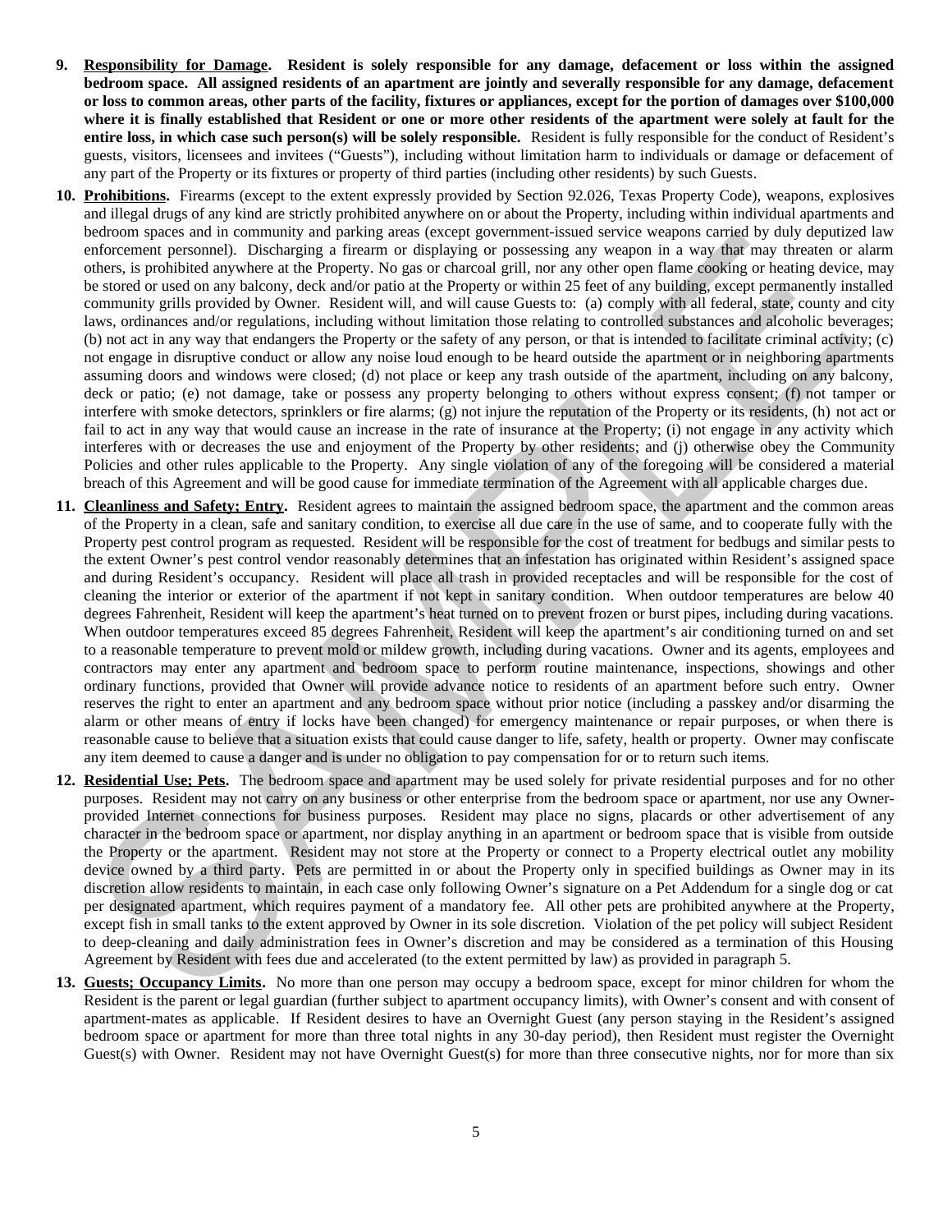9. **Responsibility for Damage. Resident is solely responsible for any damage, defacement or loss within the assigned bedroom space. All assigned residents of an apartment are jointly and severally responsible for any damage, defacement or loss to common areas, other parts of the facility, fixtures or appliances, except for the portion of damages over $100,000 where it is finally established that Resident or one or more other residents of the apartment were solely at fault for the entire loss, in which case such person(s) will be solely responsible.** Resident is fully responsible for the conduct of Resident's guests, visitors, licensees and invitees ("Guests"), including without limitation harm to individuals or damage or defacement of any part of the Property or its fixtures or property of third parties (including other residents) by such Guests.

10. **Prohibitions.** Firearms (except to the extent expressly provided by Section 92.026, Texas Property Code), weapons, explosives and illegal drugs of any kind are strictly prohibited anywhere on or about the Property, including within individual apartments and bedroom spaces and in community and parking areas (except government-issued service weapons carried by duly deputized law enforcement personnel). Discharging a firearm or displaying or possessing any weapon in a way that may threaten or alarm others, is prohibited anywhere at the Property. No gas or charcoal grill, nor any other open flame cooking or heating device, may be stored or used on any balcony, deck and/or patio at the Property or within 25 feet of any building, except permanently installed community grills provided by Owner. Resident will, and will cause Guests to: (a) comply with all federal, state, county and city laws, ordinances and/or regulations, including without limitation those relating to controlled substances and alcoholic beverages; (b) not act in any way that endangers the Property or the safety of any person, or that is intended to facilitate criminal activity; (c) not engage in disruptive conduct or allow any noise loud enough to be heard outside the apartment or in neighboring apartments assuming doors and windows were closed; (d) not place or keep any trash outside of the apartment, including on any balcony, deck or patio; (e) not damage, take or possess any property belonging to others without express consent; (f) not tamper or interfere with smoke detectors, sprinklers or fire alarms; (g) not injure the reputation of the Property or its residents, (h) not act or fail to act in any way that would cause an increase in the rate of insurance at the Property; (i) not engage in any activity which interferes with or decreases the use and enjoyment of the Property by other residents; and (j) otherwise obey the Community Policies and other rules applicable to the Property. Any single violation of any of the foregoing will be considered a material breach of this Agreement and will be good cause for immediate termination of the Agreement with all applicable charges due.

11. **Cleanliness and Safety; Entry.** Resident agrees to maintain the assigned bedroom space, the apartment and the common areas of the Property in a clean, safe and sanitary condition, to exercise all due care in the use of same, and to cooperate fully with the Property pest control program as requested. Resident will be responsible for the cost of treatment for bedbugs and similar pests to the extent Owner's pest control vendor reasonably determines that an infestation has originated within Resident's assigned space and during Resident's occupancy. Resident will place all trash in provided receptacles and will be responsible for the cost of cleaning the interior or exterior of the apartment if not kept in sanitary condition. When outdoor temperatures are below 40 degrees Fahrenheit, Resident will keep the apartment's heat turned on to prevent frozen or burst pipes, including during vacations. When outdoor temperatures exceed 85 degrees Fahrenheit, Resident will keep the apartment's air conditioning turned on and set to a reasonable temperature to prevent mold or mildew growth, including during vacations. Owner and its agents, employees and contractors may enter any apartment and bedroom space to perform routine maintenance, inspections, showings and other ordinary functions, provided that Owner will provide advance notice to residents of an apartment before such entry. Owner reserves the right to enter an apartment and any bedroom space without prior notice (including a passkey and/or disarming the alarm or other means of entry if locks have been changed) for emergency maintenance or repair purposes, or when there is reasonable cause to believe that a situation exists that could cause danger to life, safety, health or property. Owner may confiscate any item deemed to cause a danger and is under no obligation to pay compensation for or to return such items.

12. **Residential Use; Pets.** The bedroom space and apartment may be used solely for private residential purposes and for no other purposes. Resident may not carry on any business or other enterprise from the bedroom space or apartment, nor use any Owner-provided Internet connections for business purposes. Resident may place no signs, placards or other advertisement of any character in the bedroom space or apartment, nor display anything in an apartment or bedroom space that is visible from outside the Property or the apartment. Resident may not store at the Property or connect to a Property electrical outlet any mobility device owned by a third party. Pets are permitted in or about the Property only in specified buildings as Owner may in its discretion allow residents to maintain, in each case only following Owner's signature on a Pet Addendum for a single dog or cat per designated apartment, which requires payment of a mandatory fee. All other pets are prohibited anywhere at the Property, except fish in small tanks to the extent approved by Owner in its sole discretion. Violation of the pet policy will subject Resident to deep-cleaning and daily administration fees in Owner's discretion and may be considered as a termination of this Housing Agreement by Resident with fees due and accelerated (to the extent permitted by law) as provided in paragraph 5.

13. **Guests; Occupancy Limits.** No more than one person may occupy a bedroom space, except for minor children for whom the Resident is the parent or legal guardian (further subject to apartment occupancy limits), with Owner's consent and with consent of apartment-mates as applicable. If Resident desires to have an Overnight Guest (any person staying in the Resident's assigned bedroom space or apartment for more than three total nights in any 30-day period), then Resident must register the Overnight Guest(s) with Owner. Resident may not have Overnight Guest(s) for more than three consecutive nights, nor for more than six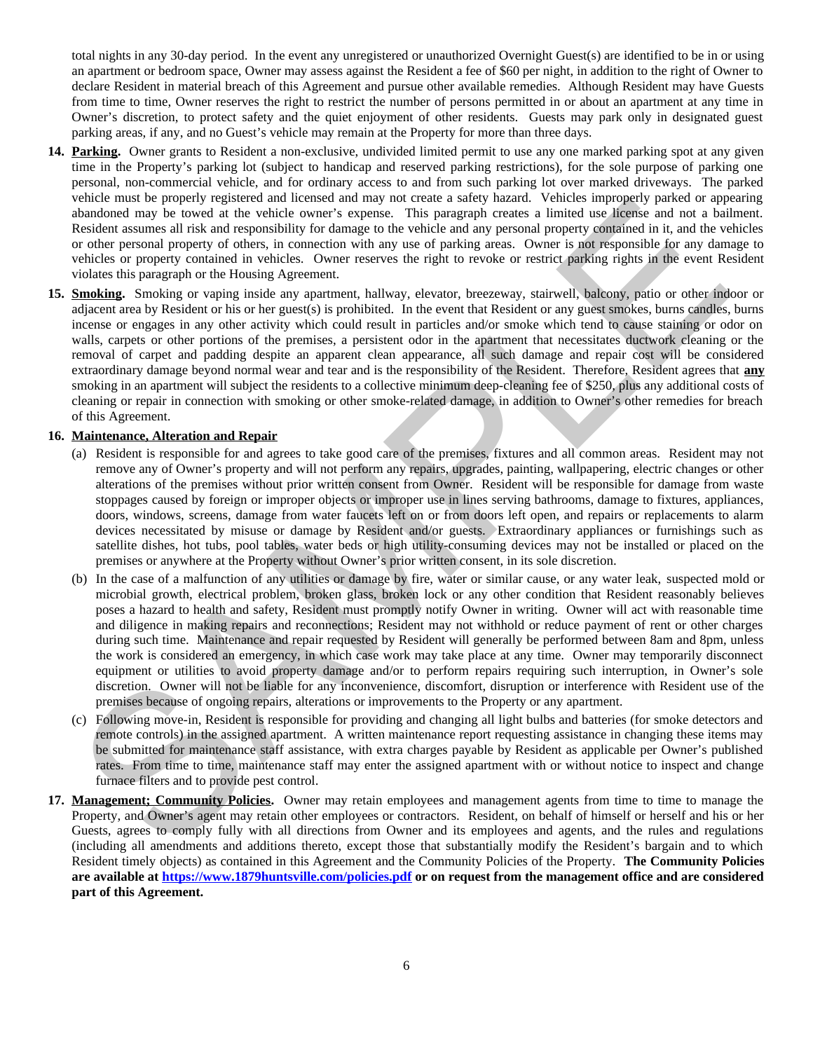total nights in any 30-day period. In the event any unregistered or unauthorized Overnight Guest(s) are identified to be in or using an apartment or bedroom space, Owner may assess against the Resident a fee of $60 per night, in addition to the right of Owner to declare Resident in material breach of this Agreement and pursue other available remedies. Although Resident may have Guests from time to time, Owner reserves the right to restrict the number of persons permitted in or about an apartment at any time in Owner's discretion, to protect safety and the quiet enjoyment of other residents. Guests may park only in designated guest parking areas, if any, and no Guest's vehicle may remain at the Property for more than three days.

**14. Parking.** Owner grants to Resident a non-exclusive, undivided limited permit to use any one marked parking spot at any given time in the Property's parking lot (subject to handicap and reserved parking restrictions), for the sole purpose of parking one personal, non-commercial vehicle, and for ordinary access to and from such parking lot over marked driveways. The parked vehicle must be properly registered and licensed and may not create a safety hazard. Vehicles improperly parked or appearing abandoned may be towed at the vehicle owner's expense. This paragraph creates a limited use license and not a bailment. Resident assumes all risk and responsibility for damage to the vehicle and any personal property contained in it, and the vehicles or other personal property of others, in connection with any use of parking areas. Owner is not responsible for any damage to vehicles or property contained in vehicles. Owner reserves the right to revoke or restrict parking rights in the event Resident violates this paragraph or the Housing Agreement.

**15. Smoking.** Smoking or vaping inside any apartment, hallway, elevator, breezeway, stairwell, balcony, patio or other indoor or adjacent area by Resident or his or her guest(s) is prohibited. In the event that Resident or any guest smokes, burns candles, burns incense or engages in any other activity which could result in particles and/or smoke which tend to cause staining or odor on walls, carpets or other portions of the premises, a persistent odor in the apartment that necessitates ductwork cleaning or the removal of carpet and padding despite an apparent clean appearance, all such damage and repair cost will be considered extraordinary damage beyond normal wear and tear and is the responsibility of the Resident. Therefore, Resident agrees that **any** smoking in an apartment will subject the residents to a collective minimum deep-cleaning fee of $250, plus any additional costs of cleaning or repair in connection with smoking or other smoke-related damage, in addition to Owner's other remedies for breach of this Agreement.

**16. Maintenance, Alteration and Repair**

(a) Resident is responsible for and agrees to take good care of the premises, fixtures and all common areas. Resident may not remove any of Owner's property and will not perform any repairs, upgrades, painting, wallpapering, electric changes or other alterations of the premises without prior written consent from Owner. Resident will be responsible for damage from waste stoppages caused by foreign or improper objects or improper use in lines serving bathrooms, damage to fixtures, appliances, doors, windows, screens, damage from water faucets left on or from doors left open, and repairs or replacements to alarm devices necessitated by misuse or damage by Resident and/or guests. Extraordinary appliances or furnishings such as satellite dishes, hot tubs, pool tables, water beds or high utility-consuming devices may not be installed or placed on the premises or anywhere at the Property without Owner's prior written consent, in its sole discretion.

(b) In the case of a malfunction of any utilities or damage by fire, water or similar cause, or any water leak, suspected mold or microbial growth, electrical problem, broken glass, broken lock or any other condition that Resident reasonably believes poses a hazard to health and safety, Resident must promptly notify Owner in writing. Owner will act with reasonable time and diligence in making repairs and reconnections; Resident may not withhold or reduce payment of rent or other charges during such time. Maintenance and repair requested by Resident will generally be performed between 8am and 8pm, unless the work is considered an emergency, in which case work may take place at any time. Owner may temporarily disconnect equipment or utilities to avoid property damage and/or to perform repairs requiring such interruption, in Owner's sole discretion. Owner will not be liable for any inconvenience, discomfort, disruption or interference with Resident use of the premises because of ongoing repairs, alterations or improvements to the Property or any apartment.

(c) Following move-in, Resident is responsible for providing and changing all light bulbs and batteries (for smoke detectors and remote controls) in the assigned apartment. A written maintenance report requesting assistance in changing these items may be submitted for maintenance staff assistance, with extra charges payable by Resident as applicable per Owner's published rates. From time to time, maintenance staff may enter the assigned apartment with or without notice to inspect and change furnace filters and to provide pest control.

**17. Management; Community Policies.** Owner may retain employees and management agents from time to time to manage the Property, and Owner's agent may retain other employees or contractors. Resident, on behalf of himself or herself and his or her Guests, agrees to comply fully with all directions from Owner and its employees and agents, and the rules and regulations (including all amendments and additions thereto, except those that substantially modify the Resident's bargain and to which Resident timely objects) as contained in this Agreement and the Community Policies of the Property. **The Community Policies are available at https://www.1879huntsville.com/policies.pdf or on request from the management office and are considered part of this Agreement.**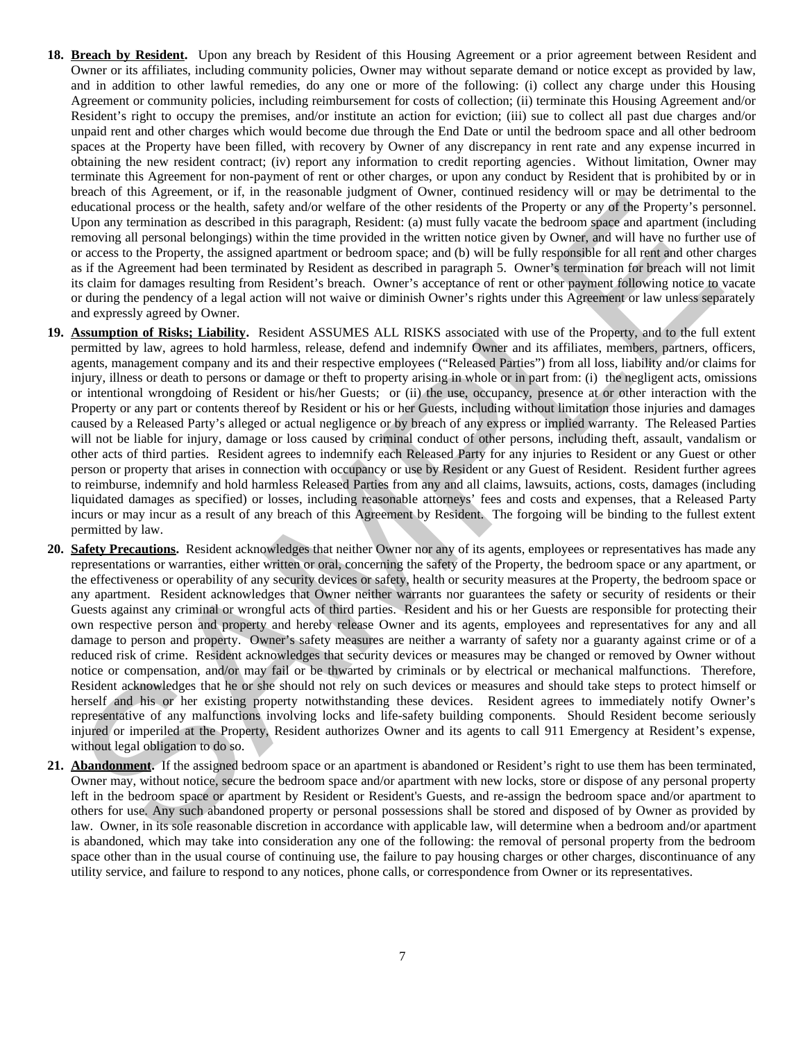18. **Breach by Resident.** Upon any breach by Resident of this Housing Agreement or a prior agreement between Resident and Owner or its affiliates, including community policies, Owner may without separate demand or notice except as provided by law, and in addition to other lawful remedies, do any one or more of the following: (i) collect any charge under this Housing Agreement or community policies, including reimbursement for costs of collection; (ii) terminate this Housing Agreement and/or Resident's right to occupy the premises, and/or institute an action for eviction; (iii) sue to collect all past due charges and/or unpaid rent and other charges which would become due through the End Date or until the bedroom space and all other bedroom spaces at the Property have been filled, with recovery by Owner of any discrepancy in rent rate and any expense incurred in obtaining the new resident contract; (iv) report any information to credit reporting agencies. Without limitation, Owner may terminate this Agreement for non-payment of rent or other charges, or upon any conduct by Resident that is prohibited by or in breach of this Agreement, or if, in the reasonable judgment of Owner, continued residency will or may be detrimental to the educational process or the health, safety and/or welfare of the other residents of the Property or any of the Property's personnel. Upon any termination as described in this paragraph, Resident: (a) must fully vacate the bedroom space and apartment (including removing all personal belongings) within the time provided in the written notice given by Owner, and will have no further use of or access to the Property, the assigned apartment or bedroom space; and (b) will be fully responsible for all rent and other charges as if the Agreement had been terminated by Resident as described in paragraph 5. Owner's termination for breach will not limit its claim for damages resulting from Resident's breach. Owner's acceptance of rent or other payment following notice to vacate or during the pendency of a legal action will not waive or diminish Owner's rights under this Agreement or law unless separately and expressly agreed by Owner.

19. **Assumption of Risks; Liability.** Resident ASSUMES ALL RISKS associated with use of the Property, and to the full extent permitted by law, agrees to hold harmless, release, defend and indemnify Owner and its affiliates, members, partners, officers, agents, management company and its and their respective employees ("Released Parties") from all loss, liability and/or claims for injury, illness or death to persons or damage or theft to property arising in whole or in part from: (i) the negligent acts, omissions or intentional wrongdoing of Resident or his/her Guests; or (ii) the use, occupancy, presence at or other interaction with the Property or any part or contents thereof by Resident or his or her Guests, including without limitation those injuries and damages caused by a Released Party's alleged or actual negligence or by breach of any express or implied warranty. The Released Parties will not be liable for injury, damage or loss caused by criminal conduct of other persons, including theft, assault, vandalism or other acts of third parties. Resident agrees to indemnify each Released Party for any injuries to Resident or any Guest or other person or property that arises in connection with occupancy or use by Resident or any Guest of Resident. Resident further agrees to reimburse, indemnify and hold harmless Released Parties from any and all claims, lawsuits, actions, costs, damages (including liquidated damages as specified) or losses, including reasonable attorneys' fees and costs and expenses, that a Released Party incurs or may incur as a result of any breach of this Agreement by Resident. The forgoing will be binding to the fullest extent permitted by law.

20. **Safety Precautions.** Resident acknowledges that neither Owner nor any of its agents, employees or representatives has made any representations or warranties, either written or oral, concerning the safety of the Property, the bedroom space or any apartment, or the effectiveness or operability of any security devices or safety, health or security measures at the Property, the bedroom space or any apartment. Resident acknowledges that Owner neither warrants nor guarantees the safety or security of residents or their Guests against any criminal or wrongful acts of third parties. Resident and his or her Guests are responsible for protecting their own respective person and property and hereby release Owner and its agents, employees and representatives for any and all damage to person and property. Owner's safety measures are neither a warranty of safety nor a guaranty against crime or of a reduced risk of crime. Resident acknowledges that security devices or measures may be changed or removed by Owner without notice or compensation, and/or may fail or be thwarted by criminals or by electrical or mechanical malfunctions. Therefore, Resident acknowledges that he or she should not rely on such devices or measures and should take steps to protect himself or herself and his or her existing property notwithstanding these devices. Resident agrees to immediately notify Owner's representative of any malfunctions involving locks and life-safety building components. Should Resident become seriously injured or imperiled at the Property, Resident authorizes Owner and its agents to call 911 Emergency at Resident's expense, without legal obligation to do so.

21. **Abandonment.** If the assigned bedroom space or an apartment is abandoned or Resident's right to use them has been terminated, Owner may, without notice, secure the bedroom space and/or apartment with new locks, store or dispose of any personal property left in the bedroom space or apartment by Resident or Resident's Guests, and re-assign the bedroom space and/or apartment to others for use. Any such abandoned property or personal possessions shall be stored and disposed of by Owner as provided by law. Owner, in its sole reasonable discretion in accordance with applicable law, will determine when a bedroom and/or apartment is abandoned, which may take into consideration any one of the following: the removal of personal property from the bedroom space other than in the usual course of continuing use, the failure to pay housing charges or other charges, discontinuance of any utility service, and failure to respond to any notices, phone calls, or correspondence from Owner or its representatives.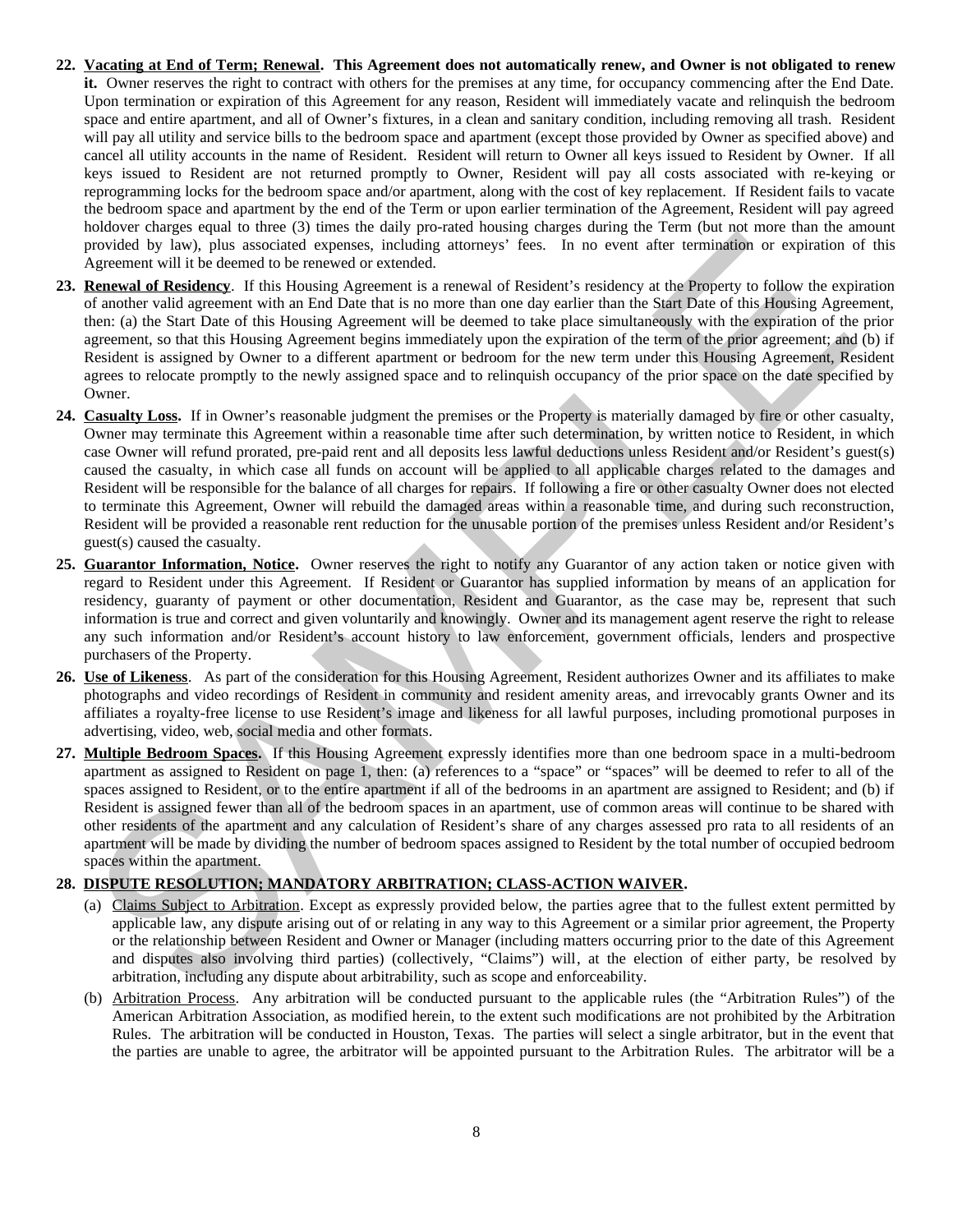22. **Vacating at End of Term; Renewal. This Agreement does not automatically renew, and Owner is not obligated to renew it.** Owner reserves the right to contract with others for the premises at any time, for occupancy commencing after the End Date. Upon termination or expiration of this Agreement for any reason, Resident will immediately vacate and relinquish the bedroom space and entire apartment, and all of Owner's fixtures, in a clean and sanitary condition, including removing all trash. Resident will pay all utility and service bills to the bedroom space and apartment (except those provided by Owner as specified above) and cancel all utility accounts in the name of Resident. Resident will return to Owner all keys issued to Resident by Owner. If all keys issued to Resident are not returned promptly to Owner, Resident will pay all costs associated with re-keying or reprogramming locks for the bedroom space and/or apartment, along with the cost of key replacement. If Resident fails to vacate the bedroom space and apartment by the end of the Term or upon earlier termination of the Agreement, Resident will pay agreed holdover charges equal to three (3) times the daily pro-rated housing charges during the Term (but not more than the amount provided by law), plus associated expenses, including attorneys' fees. In no event after termination or expiration of this Agreement will it be deemed to be renewed or extended.

23. **Renewal of Residency**. If this Housing Agreement is a renewal of Resident's residency at the Property to follow the expiration of another valid agreement with an End Date that is no more than one day earlier than the Start Date of this Housing Agreement, then: (a) the Start Date of this Housing Agreement will be deemed to take place simultaneously with the expiration of the prior agreement, so that this Housing Agreement begins immediately upon the expiration of the term of the prior agreement; and (b) if Resident is assigned by Owner to a different apartment or bedroom for the new term under this Housing Agreement, Resident agrees to relocate promptly to the newly assigned space and to relinquish occupancy of the prior space on the date specified by Owner.

24. **Casualty Loss.** If in Owner's reasonable judgment the premises or the Property is materially damaged by fire or other casualty, Owner may terminate this Agreement within a reasonable time after such determination, by written notice to Resident, in which case Owner will refund prorated, pre-paid rent and all deposits less lawful deductions unless Resident and/or Resident's guest(s) caused the casualty, in which case all funds on account will be applied to all applicable charges related to the damages and Resident will be responsible for the balance of all charges for repairs. If following a fire or other casualty Owner does not elected to terminate this Agreement, Owner will rebuild the damaged areas within a reasonable time, and during such reconstruction, Resident will be provided a reasonable rent reduction for the unusable portion of the premises unless Resident and/or Resident's guest(s) caused the casualty.

25. **Guarantor Information, Notice.** Owner reserves the right to notify any Guarantor of any action taken or notice given with regard to Resident under this Agreement. If Resident or Guarantor has supplied information by means of an application for residency, guaranty of payment or other documentation, Resident and Guarantor, as the case may be, represent that such information is true and correct and given voluntarily and knowingly. Owner and its management agent reserve the right to release any such information and/or Resident's account history to law enforcement, government officials, lenders and prospective purchasers of the Property.

26. **Use of Likeness**. As part of the consideration for this Housing Agreement, Resident authorizes Owner and its affiliates to make photographs and video recordings of Resident in community and resident amenity areas, and irrevocably grants Owner and its affiliates a royalty-free license to use Resident's image and likeness for all lawful purposes, including promotional purposes in advertising, video, web, social media and other formats.

27. **Multiple Bedroom Spaces.** If this Housing Agreement expressly identifies more than one bedroom space in a multi-bedroom apartment as assigned to Resident on page 1, then: (a) references to a "space" or "spaces" will be deemed to refer to all of the spaces assigned to Resident, or to the entire apartment if all of the bedrooms in an apartment are assigned to Resident; and (b) if Resident is assigned fewer than all of the bedroom spaces in an apartment, use of common areas will continue to be shared with other residents of the apartment and any calculation of Resident's share of any charges assessed pro rata to all residents of an apartment will be made by dividing the number of bedroom spaces assigned to Resident by the total number of occupied bedroom spaces within the apartment.

28. **DISPUTE RESOLUTION; MANDATORY ARBITRATION; CLASS-ACTION WAIVER.**

    (a) Claims Subject to Arbitration. Except as expressly provided below, the parties agree that to the fullest extent permitted by applicable law, any dispute arising out of or relating in any way to this Agreement or a similar prior agreement, the Property or the relationship between Resident and Owner or Manager (including matters occurring prior to the date of this Agreement and disputes also involving third parties) (collectively, "Claims") will, at the election of either party, be resolved by arbitration, including any dispute about arbitrability, such as scope and enforceability.

    (b) Arbitration Process. Any arbitration will be conducted pursuant to the applicable rules (the "Arbitration Rules") of the American Arbitration Association, as modified herein, to the extent such modifications are not prohibited by the Arbitration Rules. The arbitration will be conducted in Houston, Texas. The parties will select a single arbitrator, but in the event that the parties are unable to agree, the arbitrator will be appointed pursuant to the Arbitration Rules. The arbitrator will be a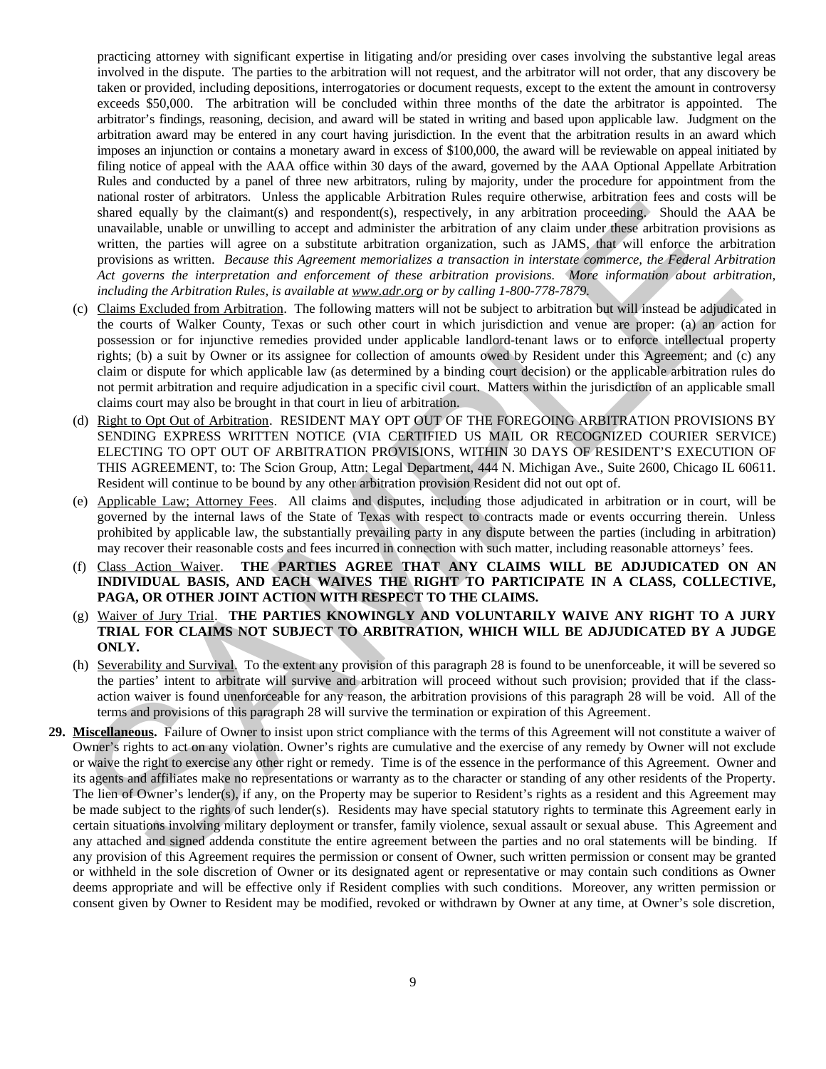practicing attorney with significant expertise in litigating and/or presiding over cases involving the substantive legal areas involved in the dispute. The parties to the arbitration will not request, and the arbitrator will not order, that any discovery be taken or provided, including depositions, interrogatories or document requests, except to the extent the amount in controversy exceeds $50,000. The arbitration will be concluded within three months of the date the arbitrator is appointed. The arbitrator's findings, reasoning, decision, and award will be stated in writing and based upon applicable law. Judgment on the arbitration award may be entered in any court having jurisdiction. In the event that the arbitration results in an award which imposes an injunction or contains a monetary award in excess of $100,000, the award will be reviewable on appeal initiated by filing notice of appeal with the AAA office within 30 days of the award, governed by the AAA Optional Appellate Arbitration Rules and conducted by a panel of three new arbitrators, ruling by majority, under the procedure for appointment from the national roster of arbitrators. Unless the applicable Arbitration Rules require otherwise, arbitration fees and costs will be shared equally by the claimant(s) and respondent(s), respectively, in any arbitration proceeding. Should the AAA be unavailable, unable or unwilling to accept and administer the arbitration of any claim under these arbitration provisions as written, the parties will agree on a substitute arbitration organization, such as JAMS, that will enforce the arbitration provisions as written. *Because this Agreement memorializes a transaction in interstate commerce, the Federal Arbitration Act governs the interpretation and enforcement of these arbitration provisions. More information about arbitration, including the Arbitration Rules, is available at www.adr.org or by calling 1-800-778-7879.*

(c) Claims Excluded from Arbitration. The following matters will not be subject to arbitration but will instead be adjudicated in the courts of Walker County, Texas or such other court in which jurisdiction and venue are proper: (a) an action for possession or for injunctive remedies provided under applicable landlord-tenant laws or to enforce intellectual property rights; (b) a suit by Owner or its assignee for collection of amounts owed by Resident under this Agreement; and (c) any claim or dispute for which applicable law (as determined by a binding court decision) or the applicable arbitration rules do not permit arbitration and require adjudication in a specific civil court. Matters within the jurisdiction of an applicable small claims court may also be brought in that court in lieu of arbitration.

(d) Right to Opt Out of Arbitration. RESIDENT MAY OPT OUT OF THE FOREGOING ARBITRATION PROVISIONS BY SENDING EXPRESS WRITTEN NOTICE (VIA CERTIFIED US MAIL OR RECOGNIZED COURIER SERVICE) ELECTING TO OPT OUT OF ARBITRATION PROVISIONS, WITHIN 30 DAYS OF RESIDENT'S EXECUTION OF THIS AGREEMENT, to: The Scion Group, Attn: Legal Department, 444 N. Michigan Ave., Suite 2600, Chicago IL 60611. Resident will continue to be bound by any other arbitration provision Resident did not out opt of.

(e) Applicable Law; Attorney Fees. All claims and disputes, including those adjudicated in arbitration or in court, will be governed by the internal laws of the State of Texas with respect to contracts made or events occurring therein. Unless prohibited by applicable law, the substantially prevailing party in any dispute between the parties (including in arbitration) may recover their reasonable costs and fees incurred in connection with such matter, including reasonable attorneys' fees.

(f) Class Action Waiver. **THE PARTIES AGREE THAT ANY CLAIMS WILL BE ADJUDICATED ON AN INDIVIDUAL BASIS, AND EACH WAIVES THE RIGHT TO PARTICIPATE IN A CLASS, COLLECTIVE, PAGA, OR OTHER JOINT ACTION WITH RESPECT TO THE CLAIMS.**

(g) Waiver of Jury Trial. **THE PARTIES KNOWINGLY AND VOLUNTARILY WAIVE ANY RIGHT TO A JURY TRIAL FOR CLAIMS NOT SUBJECT TO ARBITRATION, WHICH WILL BE ADJUDICATED BY A JUDGE ONLY.**

(h) Severability and Survival. To the extent any provision of this paragraph 28 is found to be unenforceable, it will be severed so the parties' intent to arbitrate will survive and arbitration will proceed without such provision; provided that if the class-action waiver is found unenforceable for any reason, the arbitration provisions of this paragraph 28 will be void. All of the terms and provisions of this paragraph 28 will survive the termination or expiration of this Agreement.

**29. Miscellaneous.** Failure of Owner to insist upon strict compliance with the terms of this Agreement will not constitute a waiver of Owner's rights to act on any violation. Owner's rights are cumulative and the exercise of any remedy by Owner will not exclude or waive the right to exercise any other right or remedy. Time is of the essence in the performance of this Agreement. Owner and its agents and affiliates make no representations or warranty as to the character or standing of any other residents of the Property. The lien of Owner's lender(s), if any, on the Property may be superior to Resident's rights as a resident and this Agreement may be made subject to the rights of such lender(s). Residents may have special statutory rights to terminate this Agreement early in certain situations involving military deployment or transfer, family violence, sexual assault or sexual abuse. This Agreement and any attached and signed addenda constitute the entire agreement between the parties and no oral statements will be binding. If any provision of this Agreement requires the permission or consent of Owner, such written permission or consent may be granted or withheld in the sole discretion of Owner or its designated agent or representative or may contain such conditions as Owner deems appropriate and will be effective only if Resident complies with such conditions. Moreover, any written permission or consent given by Owner to Resident may be modified, revoked or withdrawn by Owner at any time, at Owner's sole discretion,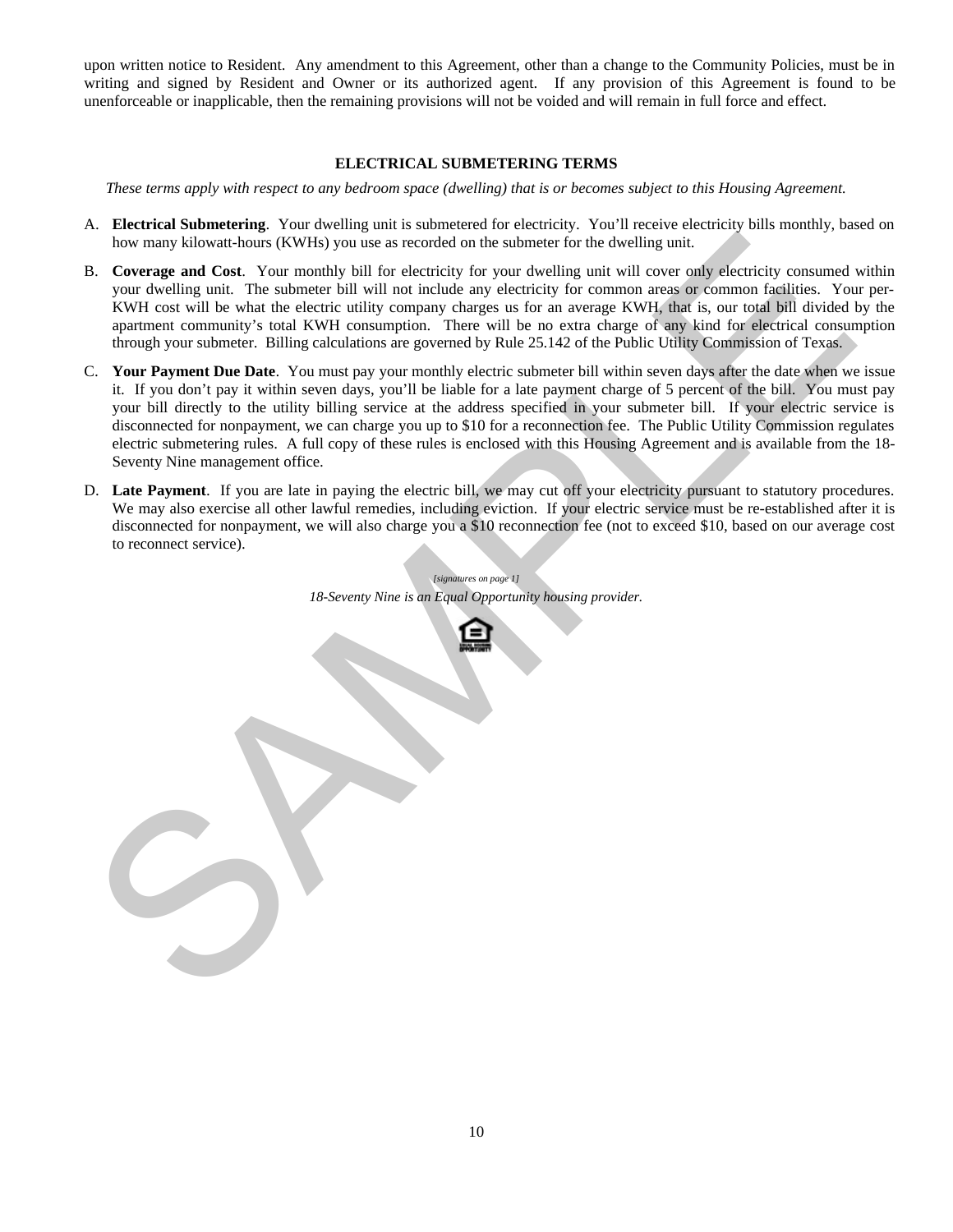upon written notice to Resident. Any amendment to this Agreement, other than a change to the Community Policies, must be in writing and signed by Resident and Owner or its authorized agent. If any provision of this Agreement is found to be unenforceable or inapplicable, then the remaining provisions will not be voided and will remain in full force and effect.

## ELECTRICAL SUBMETERING TERMS

*These terms apply with respect to any bedroom space (dwelling) that is or becomes subject to this Housing Agreement.*

A. **Electrical Submetering**. Your dwelling unit is submetered for electricity. You'll receive electricity bills monthly, based on how many kilowatt-hours (KWHs) you use as recorded on the submeter for the dwelling unit.

B. **Coverage and Cost**. Your monthly bill for electricity for your dwelling unit will cover only electricity consumed within your dwelling unit. The submeter bill will not include any electricity for common areas or common facilities. Your per-KWH cost will be what the electric utility company charges us for an average KWH, that is, our total bill divided by the apartment community's total KWH consumption. There will be no extra charge of any kind for electrical consumption through your submeter. Billing calculations are governed by Rule 25.142 of the Public Utility Commission of Texas.

C. **Your Payment Due Date**. You must pay your monthly electric submeter bill within seven days after the date when we issue it. If you don't pay it within seven days, you'll be liable for a late payment charge of 5 percent of the bill. You must pay your bill directly to the utility billing service at the address specified in your submeter bill. If your electric service is disconnected for nonpayment, we can charge you up to $10 for a reconnection fee. The Public Utility Commission regulates electric submetering rules. A full copy of these rules is enclosed with this Housing Agreement and is available from the 18-Seventy Nine management office.

D. **Late Payment**. If you are late in paying the electric bill, we may cut off your electricity pursuant to statutory procedures. We may also exercise all other lawful remedies, including eviction. If your electric service must be re-established after it is disconnected for nonpayment, we will also charge you a $10 reconnection fee (not to exceed $10, based on our average cost to reconnect service).

*[signatures on page 1]*

*18-Seventy Nine is an Equal Opportunity housing provider.*

SAMPLE